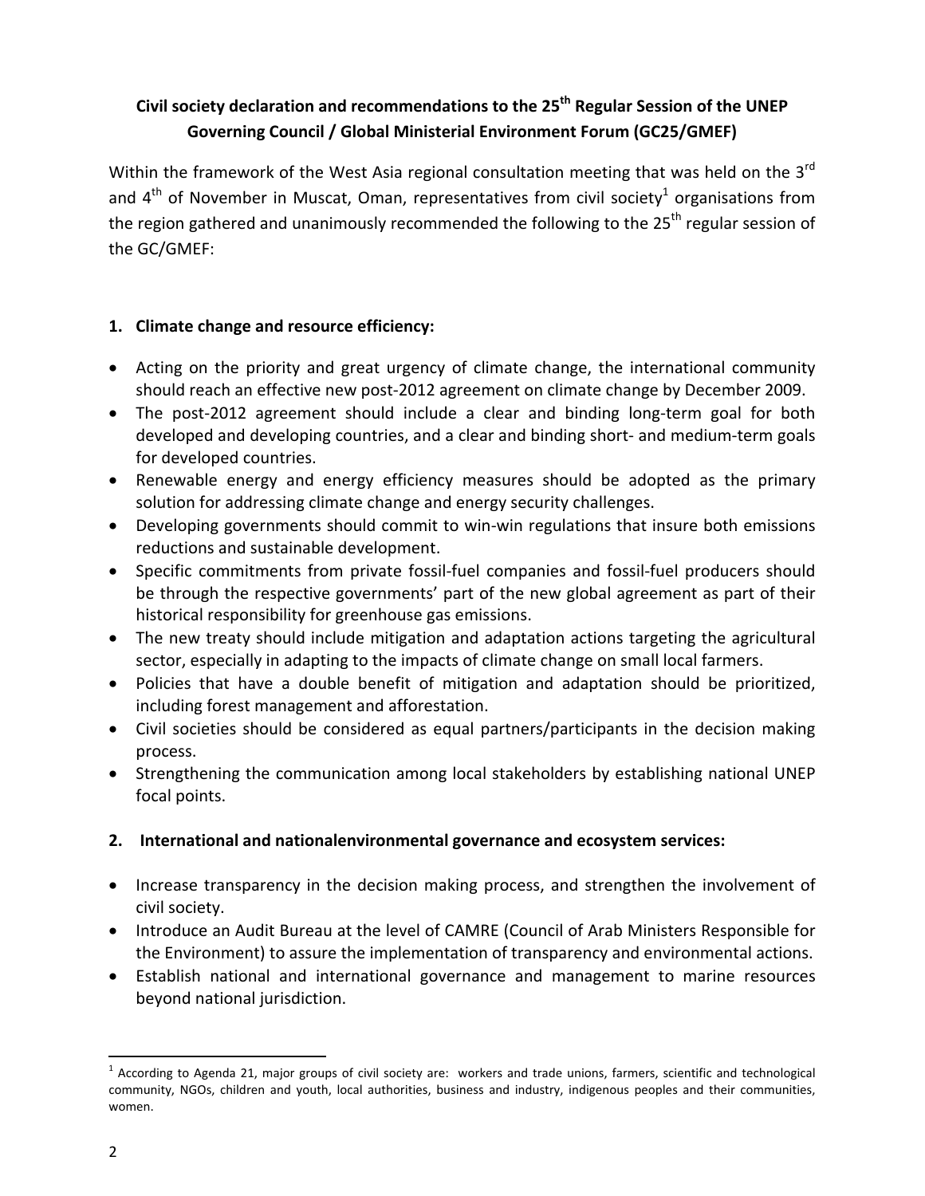# Civil society declaration and recommendations to the 25th Regular Session of the UNEP Governing Council / Global Ministerial Environment Forum (GC25/GMEF)

Within the framework of the West Asia regional consultation meeting that was held on the 3rd and 4th of November in Muscat, Oman, representatives from civil society[1] organisations from the region gathered and unanimously recommended the following to the 25th regular session of the GC/GMEF:

## 1. Climate change and resource efficiency:

- Acting on the priority and great urgency of climate change, the international community should reach an effective new post-2012 agreement on climate change by December 2009.
- The post-2012 agreement should include a clear and binding long-term goal for both developed and developing countries, and a clear and binding short- and medium-term goals for developed countries.
- Renewable energy and energy efficiency measures should be adopted as the primary solution for addressing climate change and energy security challenges.
- Developing governments should commit to win-win regulations that insure both emissions reductions and sustainable development.
- Specific commitments from private fossil-fuel companies and fossil-fuel producers should be through the respective governments' part of the new global agreement as part of their historical responsibility for greenhouse gas emissions.
- The new treaty should include mitigation and adaptation actions targeting the agricultural sector, especially in adapting to the impacts of climate change on small local farmers.
- Policies that have a double benefit of mitigation and adaptation should be prioritized, including forest management and afforestation.
- Civil societies should be considered as equal partners/participants in the decision making process.
- Strengthening the communication among local stakeholders by establishing national UNEP focal points.

## 2. International and nationalenvironmental governance and ecosystem services:

- Increase transparency in the decision making process, and strengthen the involvement of civil society.
- Introduce an Audit Bureau at the level of CAMRE (Council of Arab Ministers Responsible for the Environment) to assure the implementation of transparency and environmental actions.
- Establish national and international governance and management to marine resources beyond national jurisdiction.

[1] According to Agenda 21, major groups of civil society are: workers and trade unions, farmers, scientific and technological community, NGOs, children and youth, local authorities, business and industry, indigenous peoples and their communities, women.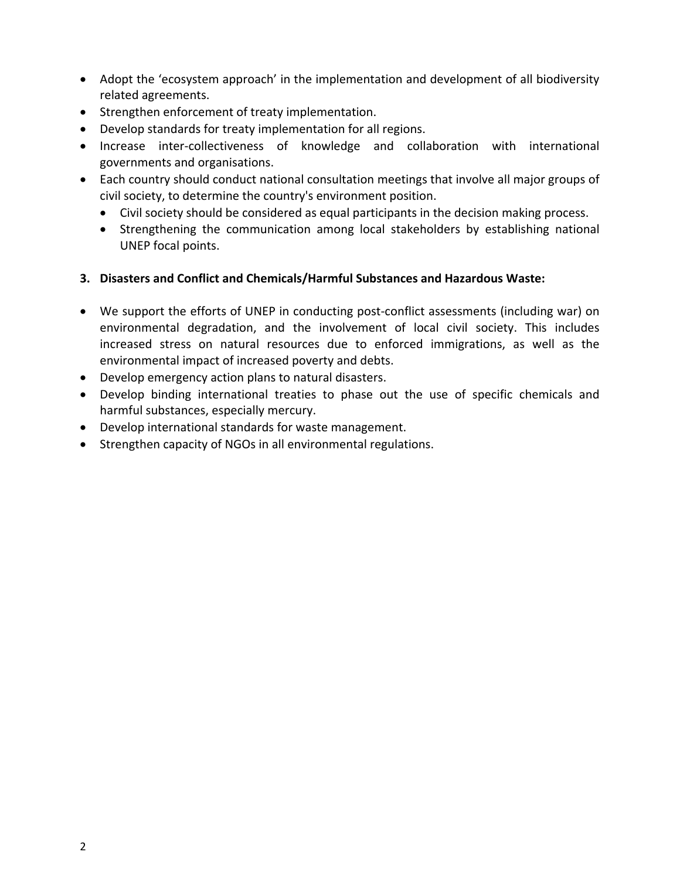- Adopt the 'ecosystem approach' in the implementation and development of all biodiversity related agreements.
- Strengthen enforcement of treaty implementation.
- Develop standards for treaty implementation for all regions.
- Increase inter-collectiveness of knowledge and collaboration with international governments and organisations.
- Each country should conduct national consultation meetings that involve all major groups of civil society, to determine the country's environment position.
  - Civil society should be considered as equal participants in the decision making process.
  - Strengthening the communication among local stakeholders by establishing national UNEP focal points.

**3. Disasters and Conflict and Chemicals/Harmful Substances and Hazardous Waste:**

- We support the efforts of UNEP in conducting post-conflict assessments (including war) on environmental degradation, and the involvement of local civil society. This includes increased stress on natural resources due to enforced immigrations, as well as the environmental impact of increased poverty and debts.
- Develop emergency action plans to natural disasters.
- Develop binding international treaties to phase out the use of specific chemicals and harmful substances, especially mercury.
- Develop international standards for waste management.
- Strengthen capacity of NGOs in all environmental regulations.